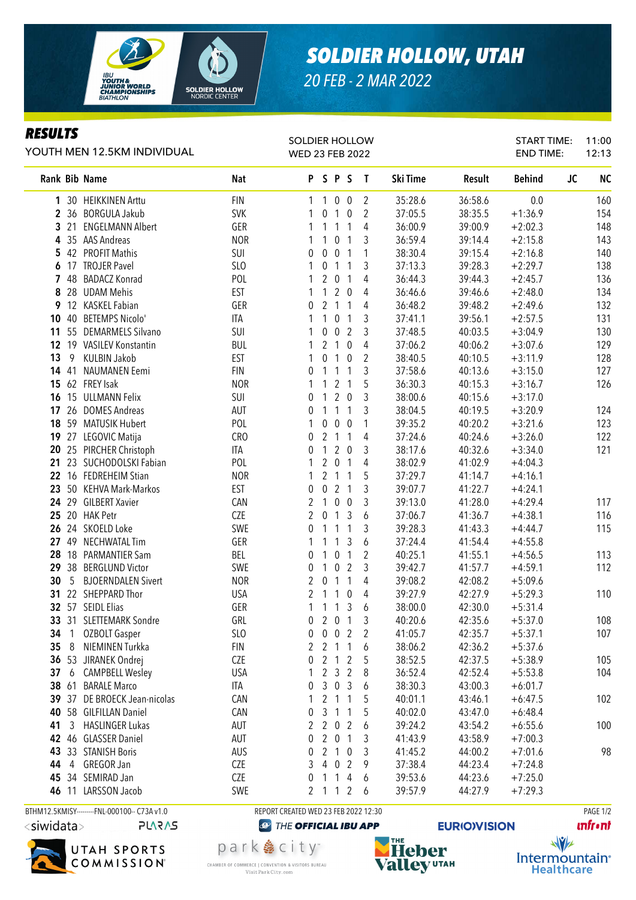# SOLDIER HOLLOW, UTAH

20 FEB - 2 MAR 2022

## RESULTS

YOUTH MEN 12.5KM INDIVIDUAL

SOLDIER HOLLOW
WED 23 FEB 2022

START TIME: 11:00
END TIME: 12:13

| Rank | Bib | Name | Nat | P | S | P | S | T | Ski Time | Result | Behind | JC | NC |
|---|---|---|---|---|---|---|---|---|---|---|---|---|---|
| 1 | 30 | HEIKKINEN Arttu | FIN | 1 | 1 | 0 | 0 | 2 | 35:28.6 | 36:58.6 | 0.0 | | 160 |
| 2 | 36 | BORGULA Jakub | SVK | 1 | 0 | 1 | 0 | 2 | 37:05.5 | 38:35.5 | +1:36.9 | | 154 |
| 3 | 21 | ENGELMANN Albert | GER | 1 | 1 | 1 | 1 | 4 | 36:00.9 | 39:00.9 | +2:02.3 | | 148 |
| 4 | 35 | AAS Andreas | NOR | 1 | 1 | 0 | 1 | 3 | 36:59.4 | 39:14.4 | +2:15.8 | | 143 |
| 5 | 42 | PROFIT Mathis | SUI | 0 | 0 | 0 | 1 | 1 | 38:30.4 | 39:15.4 | +2:16.8 | | 140 |
| 6 | 17 | TROJER Pavel | SLO | 1 | 0 | 1 | 1 | 3 | 37:13.3 | 39:28.3 | +2:29.7 | | 138 |
| 7 | 48 | BADACZ Konrad | POL | 1 | 2 | 0 | 1 | 4 | 36:44.3 | 39:44.3 | +2:45.7 | | 136 |
| 8 | 28 | UDAM Mehis | EST | 1 | 1 | 2 | 0 | 4 | 36:46.6 | 39:46.6 | +2:48.0 | | 134 |
| 9 | 12 | KASKEL Fabian | GER | 0 | 2 | 1 | 1 | 4 | 36:48.2 | 39:48.2 | +2:49.6 | | 132 |
| 10 | 40 | BETEMPS Nicolo' | ITA | 1 | 1 | 0 | 1 | 3 | 37:41.1 | 39:56.1 | +2:57.5 | | 131 |
| 11 | 55 | DEMARMELS Silvano | SUI | 1 | 0 | 0 | 2 | 3 | 37:48.5 | 40:03.5 | +3:04.9 | | 130 |
| 12 | 19 | VASILEV Konstantin | BUL | 1 | 2 | 1 | 0 | 4 | 37:06.2 | 40:06.2 | +3:07.6 | | 129 |
| 13 | 9 | KULBIN Jakob | EST | 1 | 0 | 1 | 0 | 2 | 38:40.5 | 40:10.5 | +3:11.9 | | 128 |
| 14 | 41 | NAUMANEN Eemi | FIN | 0 | 1 | 1 | 1 | 3 | 37:58.6 | 40:13.6 | +3:15.0 | | 127 |
| 15 | 62 | FREY Isak | NOR | 1 | 1 | 2 | 1 | 5 | 36:30.3 | 40:15.3 | +3:16.7 | | 126 |
| 16 | 15 | ULLMANN Felix | SUI | 0 | 1 | 2 | 0 | 3 | 38:00.6 | 40:15.6 | +3:17.0 | | |
| 17 | 26 | DOMES Andreas | AUT | 0 | 1 | 1 | 1 | 3 | 38:04.5 | 40:19.5 | +3:20.9 | | 124 |
| 18 | 59 | MATUSIK Hubert | POL | 1 | 0 | 0 | 0 | 1 | 39:35.2 | 40:20.2 | +3:21.6 | | 123 |
| 19 | 27 | LEGOVIC Matija | CRO | 0 | 2 | 1 | 1 | 4 | 37:24.6 | 40:24.6 | +3:26.0 | | 122 |
| 20 | 25 | PIRCHER Christoph | ITA | 0 | 1 | 2 | 0 | 3 | 38:17.6 | 40:32.6 | +3:34.0 | | 121 |
| 21 | 23 | SUCHODOLSKI Fabian | POL | 1 | 2 | 0 | 1 | 4 | 38:02.9 | 41:02.9 | +4:04.3 | | |
| 22 | 16 | FEDREHEIM Stian | NOR | 1 | 2 | 1 | 1 | 5 | 37:29.7 | 41:14.7 | +4:16.1 | | |
| 23 | 50 | KEHVA Mark-Markos | EST | 0 | 0 | 2 | 1 | 3 | 39:07.7 | 41:22.7 | +4:24.1 | | |
| 24 | 29 | GILBERT Xavier | CAN | 2 | 1 | 0 | 0 | 3 | 39:13.0 | 41:28.0 | +4:29.4 | | 117 |
| 25 | 20 | HAK Petr | CZE | 2 | 0 | 1 | 3 | 6 | 37:06.7 | 41:36.7 | +4:38.1 | | 116 |
| 26 | 24 | SKOELD Loke | SWE | 0 | 1 | 1 | 1 | 3 | 39:28.3 | 41:43.3 | +4:44.7 | | 115 |
| 27 | 49 | NECHWATAL Tim | GER | 1 | 1 | 1 | 3 | 6 | 37:24.4 | 41:54.4 | +4:55.8 | | |
| 28 | 18 | PARMANTIER Sam | BEL | 0 | 1 | 0 | 1 | 2 | 40:25.1 | 41:55.1 | +4:56.5 | | 113 |
| 29 | 38 | BERGLUND Victor | SWE | 0 | 1 | 0 | 2 | 3 | 39:42.7 | 41:57.7 | +4:59.1 | | 112 |
| 30 | 5 | BJOERNDALEN Sivert | NOR | 2 | 0 | 1 | 1 | 4 | 39:08.2 | 42:08.2 | +5:09.6 | | |
| 31 | 22 | SHEPPARD Thor | USA | 2 | 1 | 1 | 0 | 4 | 39:27.9 | 42:27.9 | +5:29.3 | | 110 |
| 32 | 57 | SEIDL Elias | GER | 1 | 1 | 1 | 3 | 6 | 38:00.0 | 42:30.0 | +5:31.4 | | |
| 33 | 31 | SLETTEMARK Sondre | GRL | 0 | 2 | 0 | 1 | 3 | 40:20.6 | 42:35.6 | +5:37.0 | | 108 |
| 34 | 1 | OZBOLT Gasper | SLO | 0 | 0 | 0 | 2 | 2 | 41:05.7 | 42:35.7 | +5:37.1 | | 107 |
| 35 | 8 | NIEMINEN Turkka | FIN | 2 | 2 | 1 | 1 | 6 | 38:06.2 | 42:36.2 | +5:37.6 | | |
| 36 | 53 | JIRANEK Ondrej | CZE | 0 | 2 | 1 | 2 | 5 | 38:52.5 | 42:37.5 | +5:38.9 | | 105 |
| 37 | 6 | CAMPBELL Wesley | USA | 1 | 2 | 3 | 2 | 8 | 36:52.4 | 42:52.4 | +5:53.8 | | 104 |
| 38 | 61 | BARALE Marco | ITA | 0 | 3 | 0 | 3 | 6 | 38:30.3 | 43:00.3 | +6:01.7 | | |
| 39 | 37 | DE BROECK Jean-nicolas | CAN | 1 | 2 | 1 | 1 | 5 | 40:01.1 | 43:46.1 | +6:47.5 | | 102 |
| 40 | 58 | GILFILLAN Daniel | CAN | 0 | 3 | 1 | 1 | 5 | 40:02.0 | 43:47.0 | +6:48.4 | | |
| 41 | 3 | HASLINGER Lukas | AUT | 2 | 2 | 0 | 2 | 6 | 39:24.2 | 43:54.2 | +6:55.6 | | 100 |
| 42 | 46 | GLASSER Daniel | AUT | 0 | 2 | 0 | 1 | 3 | 41:43.9 | 43:58.9 | +7:00.3 | | |
| 43 | 33 | STANISH Boris | AUS | 0 | 2 | 1 | 0 | 3 | 41:45.2 | 44:00.2 | +7:01.6 | | 98 |
| 44 | 4 | GREGOR Jan | CZE | 3 | 4 | 0 | 2 | 9 | 37:38.4 | 44:23.4 | +7:24.8 | | |
| 45 | 34 | SEMIRAD Jan | CZE | 0 | 1 | 1 | 4 | 6 | 39:53.6 | 44:23.6 | +7:25.0 | | |
| 46 | 11 | LARSSON Jacob | SWE | 2 | 1 | 1 | 2 | 6 | 39:57.9 | 44:27.9 | +7:29.3 | | |

BTHM12.5KMISY---------FNL-000100-- C73A v1.0    REPORT CREATED WED 23 FEB 2022 12:30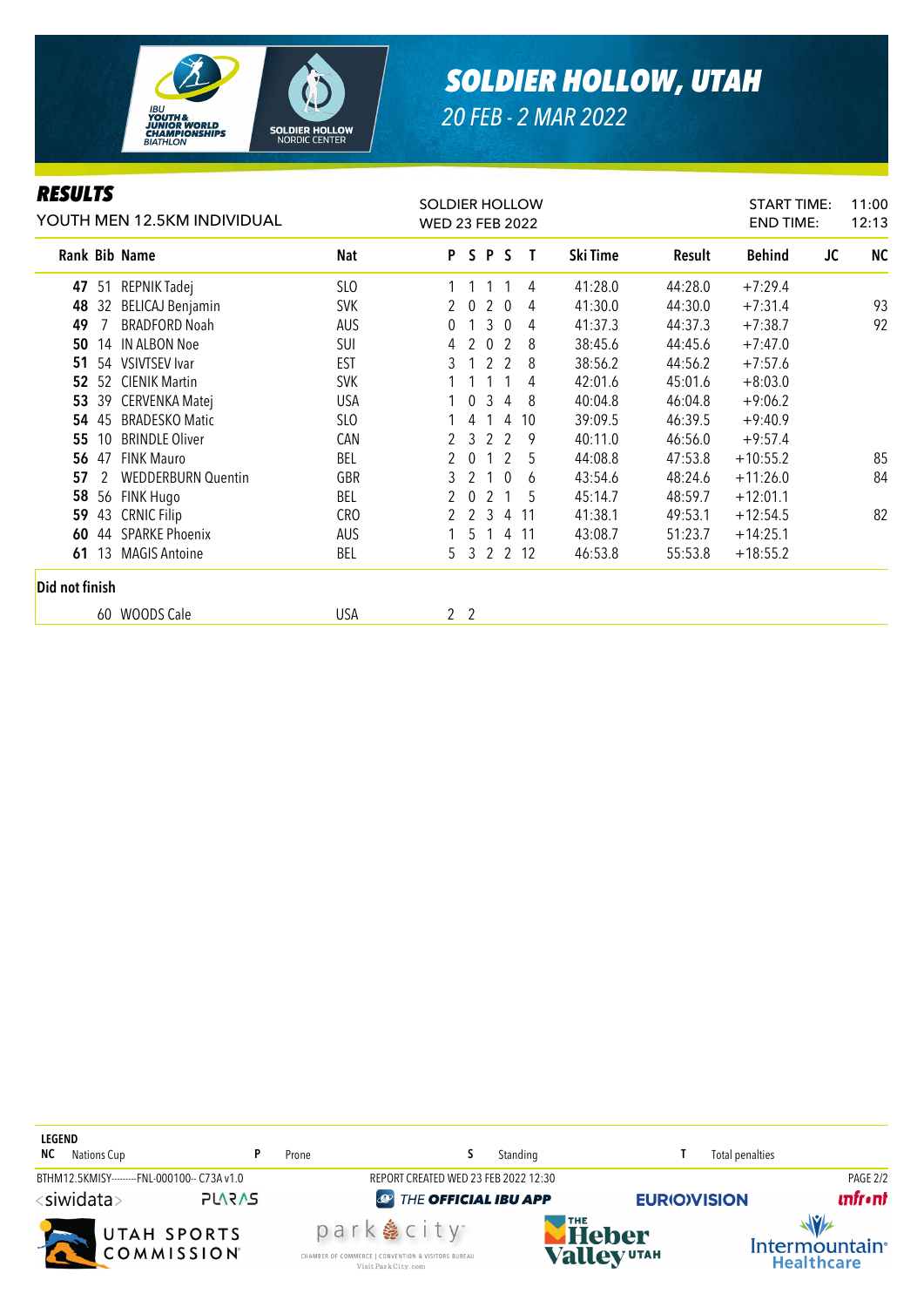# SOLDIER HOLLOW, UTAH

20 FEB - 2 MAR 2022

## RESULTS

YOUTH MEN 12.5KM INDIVIDUAL

SOLDIER HOLLOW
WED 23 FEB 2022

START TIME: 11:00
END TIME: 12:13

| Rank | Bib | Name | Nat | P | S | P | S | T | Ski Time | Result | Behind | JC | NC |
|---|---|---|---|---|---|---|---|---|---|---|---|---|---|
| **47** | 51 | REPNIK Tadej | SLO | 1 | 1 | 1 | 1 | 4 | 41:28.0 | 44:28.0 | +7:29.4 | | |
| **48** | 32 | BELICAJ Benjamin | SVK | 2 | 0 | 2 | 0 | 4 | 41:30.0 | 44:30.0 | +7:31.4 | | 93 |
| **49** | 7 | BRADFORD Noah | AUS | 0 | 1 | 3 | 0 | 4 | 41:37.3 | 44:37.3 | +7:38.7 | | 92 |
| **50** | 14 | IN ALBON Noe | SUI | 4 | 2 | 0 | 2 | 8 | 38:45.6 | 44:45.6 | +7:47.0 | | |
| **51** | 54 | VSIVTSEV Ivar | EST | 3 | 1 | 2 | 2 | 8 | 38:56.2 | 44:56.2 | +7:57.6 | | |
| **52** | 52 | CIENIK Martin | SVK | 1 | 1 | 1 | 1 | 4 | 42:01.6 | 45:01.6 | +8:03.0 | | |
| **53** | 39 | CERVENKA Matej | USA | 1 | 0 | 3 | 4 | 8 | 40:04.8 | 46:04.8 | +9:06.2 | | |
| **54** | 45 | BRADESKO Matic | SLO | 1 | 4 | 1 | 4 | 10 | 39:09.5 | 46:39.5 | +9:40.9 | | |
| **55** | 10 | BRINDLE Oliver | CAN | 2 | 3 | 2 | 2 | 9 | 40:11.0 | 46:56.0 | +9:57.4 | | |
| **56** | 47 | FINK Mauro | BEL | 2 | 0 | 1 | 2 | 5 | 44:08.8 | 47:53.8 | +10:55.2 | | 85 |
| **57** | 2 | WEDDERBURN Quentin | GBR | 3 | 2 | 1 | 0 | 6 | 43:54.6 | 48:24.6 | +11:26.0 | | 84 |
| **58** | 56 | FINK Hugo | BEL | 2 | 0 | 2 | 1 | 5 | 45:14.7 | 48:59.7 | +12:01.1 | | |
| **59** | 43 | CRNIC Filip | CRO | 2 | 2 | 3 | 4 | 11 | 41:38.1 | 49:53.1 | +12:54.5 | | 82 |
| **60** | 44 | SPARKE Phoenix | AUS | 1 | 5 | 1 | 4 | 11 | 43:08.7 | 51:23.7 | +14:25.1 | | |
| **61** | 13 | MAGIS Antoine | BEL | 5 | 3 | 2 | 2 | 12 | 46:53.8 | 55:53.8 | +18:55.2 | | |

**Did not finish**

| Rank | Bib | Name | Nat | P | S | P | S | T | Ski Time | Result | Behind | JC | NC |
|---|---|---|---|---|---|---|---|---|---|---|---|---|---|
| | 60 | WOODS Cale | USA | 2 | 2 | | | | | | | | |

**LEGEND**

**NC** Nations Cup | **P** Prone | **S** Standing | **T** Total penalties

BTHM12.5KMISY---------FNL-000100-- C73A v1.0 | REPORT CREATED WED 23 FEB 2022 12:30